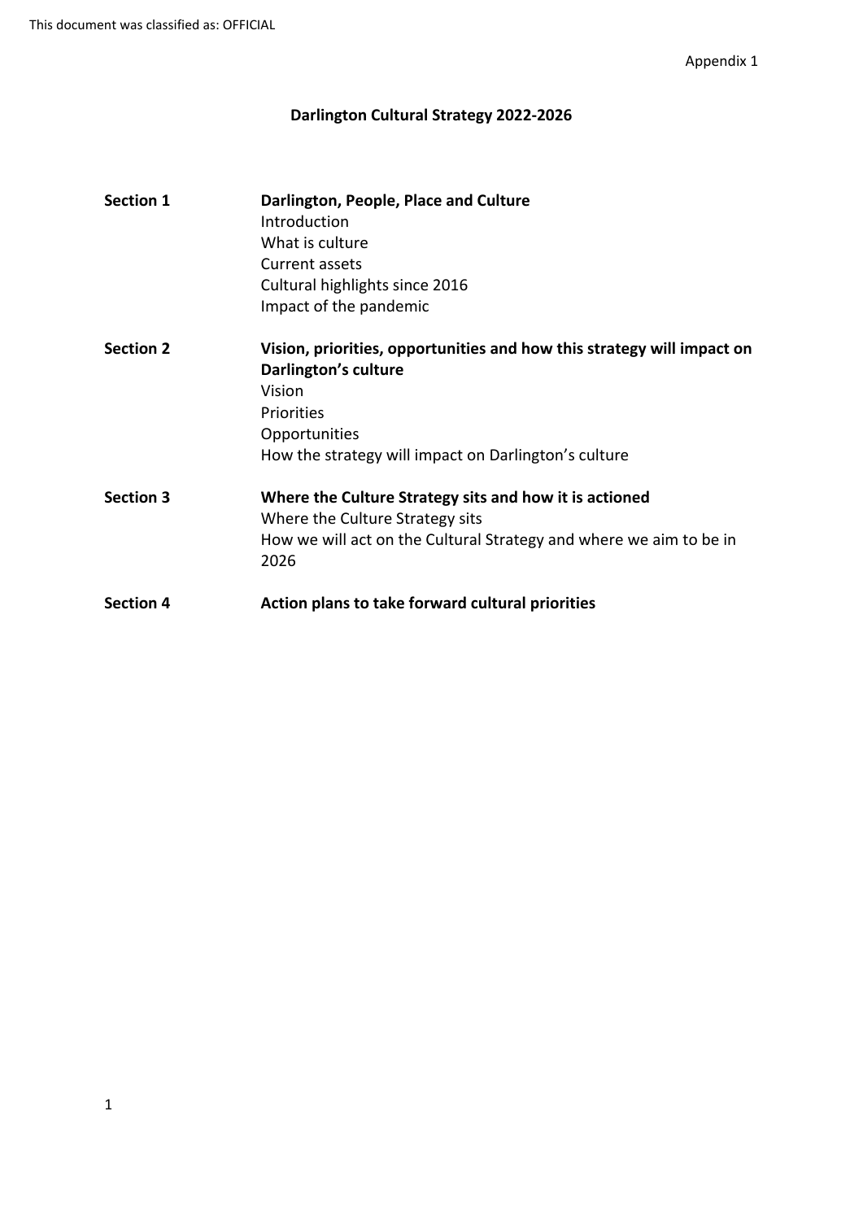This document was classified as: OFFICIAL

Appendix 1

# Darlington Cultural Strategy 2022-2026

| | |
|---|---|
| **Section 1** | **Darlington, People, Place and Culture**<br>Introduction<br>What is culture<br>Current assets<br>Cultural highlights since 2016<br>Impact of the pandemic |
| **Section 2** | **Vision, priorities, opportunities and how this strategy will impact on Darlington's culture**<br>Vision<br>Priorities<br>Opportunities<br>How the strategy will impact on Darlington's culture |
| **Section 3** | **Where the Culture Strategy sits and how it is actioned**<br>Where the Culture Strategy sits<br>How we will act on the Cultural Strategy and where we aim to be in 2026 |
| **Section 4** | **Action plans to take forward cultural priorities** |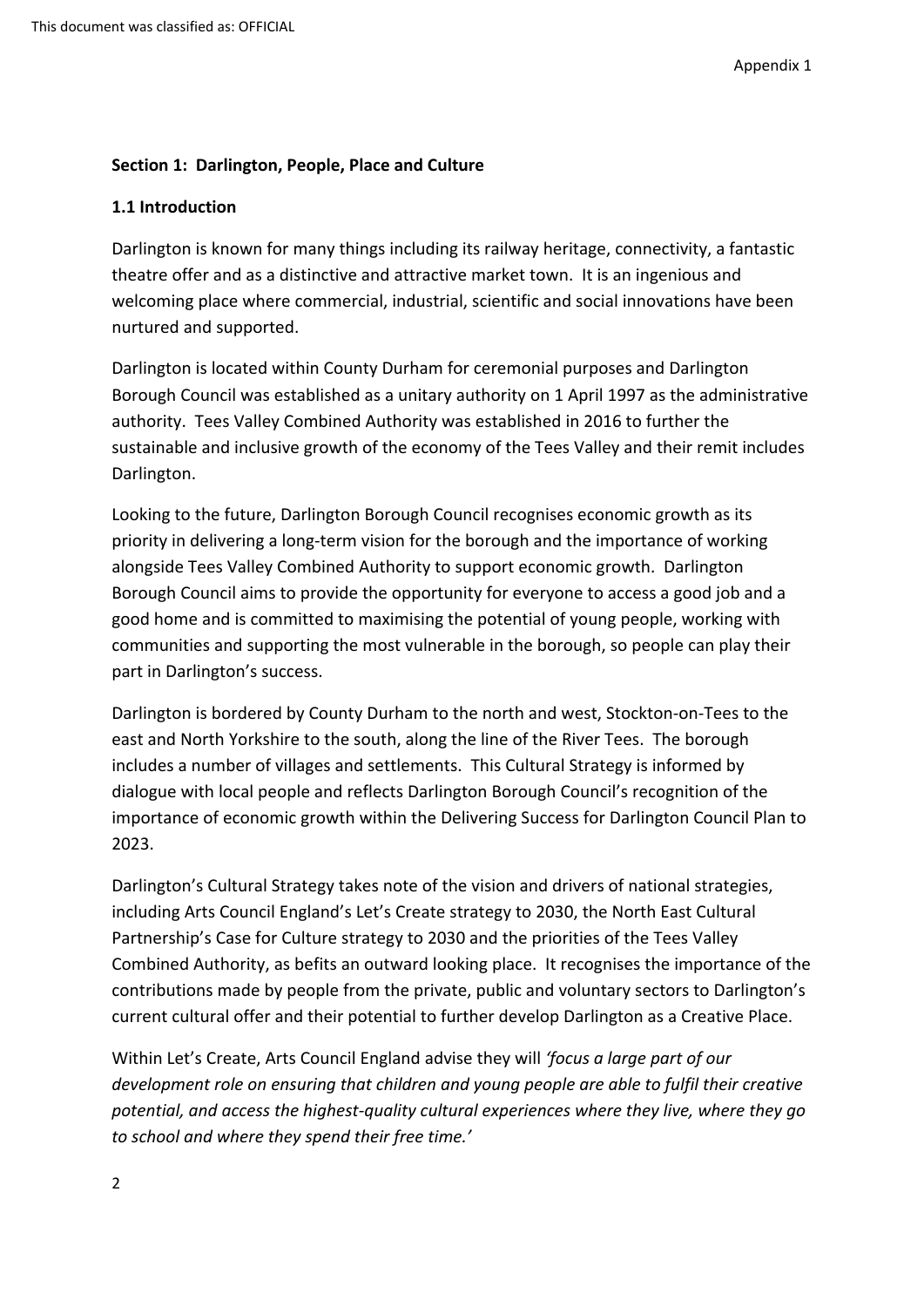## Section 1: Darlington, People, Place and Culture

### 1.1 Introduction

Darlington is known for many things including its railway heritage, connectivity, a fantastic theatre offer and as a distinctive and attractive market town. It is an ingenious and welcoming place where commercial, industrial, scientific and social innovations have been nurtured and supported.

Darlington is located within County Durham for ceremonial purposes and Darlington Borough Council was established as a unitary authority on 1 April 1997 as the administrative authority. Tees Valley Combined Authority was established in 2016 to further the sustainable and inclusive growth of the economy of the Tees Valley and their remit includes Darlington.

Looking to the future, Darlington Borough Council recognises economic growth as its priority in delivering a long-term vision for the borough and the importance of working alongside Tees Valley Combined Authority to support economic growth. Darlington Borough Council aims to provide the opportunity for everyone to access a good job and a good home and is committed to maximising the potential of young people, working with communities and supporting the most vulnerable in the borough, so people can play their part in Darlington's success.

Darlington is bordered by County Durham to the north and west, Stockton-on-Tees to the east and North Yorkshire to the south, along the line of the River Tees. The borough includes a number of villages and settlements. This Cultural Strategy is informed by dialogue with local people and reflects Darlington Borough Council's recognition of the importance of economic growth within the Delivering Success for Darlington Council Plan to 2023.

Darlington's Cultural Strategy takes note of the vision and drivers of national strategies, including Arts Council England's Let's Create strategy to 2030, the North East Cultural Partnership's Case for Culture strategy to 2030 and the priorities of the Tees Valley Combined Authority, as befits an outward looking place. It recognises the importance of the contributions made by people from the private, public and voluntary sectors to Darlington's current cultural offer and their potential to further develop Darlington as a Creative Place.

Within Let's Create, Arts Council England advise they will *'focus a large part of our development role on ensuring that children and young people are able to fulfil their creative potential, and access the highest-quality cultural experiences where they live, where they go to school and where they spend their free time.'*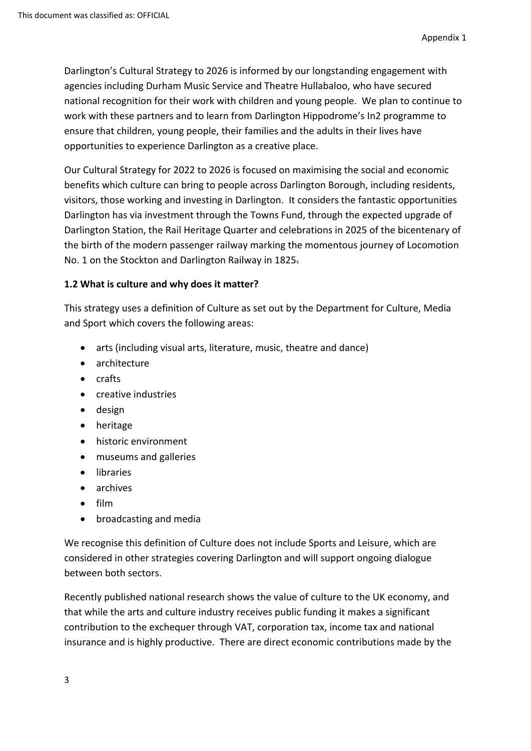Darlington's Cultural Strategy to 2026 is informed by our longstanding engagement with agencies including Durham Music Service and Theatre Hullabaloo, who have secured national recognition for their work with children and young people. We plan to continue to work with these partners and to learn from Darlington Hippodrome's In2 programme to ensure that children, young people, their families and the adults in their lives have opportunities to experience Darlington as a creative place.

Our Cultural Strategy for 2022 to 2026 is focused on maximising the social and economic benefits which culture can bring to people across Darlington Borough, including residents, visitors, those working and investing in Darlington. It considers the fantastic opportunities Darlington has via investment through the Towns Fund, through the expected upgrade of Darlington Station, the Rail Heritage Quarter and celebrations in 2025 of the bicentenary of the birth of the modern passenger railway marking the momentous journey of Locomotion No. 1 on the Stockton and Darlington Railway in 1825.

### 1.2 What is culture and why does it matter?

This strategy uses a definition of Culture as set out by the Department for Culture, Media and Sport which covers the following areas:

- arts (including visual arts, literature, music, theatre and dance)
- architecture
- crafts
- creative industries
- design
- heritage
- historic environment
- museums and galleries
- libraries
- archives
- film
- broadcasting and media

We recognise this definition of Culture does not include Sports and Leisure, which are considered in other strategies covering Darlington and will support ongoing dialogue between both sectors.

Recently published national research shows the value of culture to the UK economy, and that while the arts and culture industry receives public funding it makes a significant contribution to the exchequer through VAT, corporation tax, income tax and national insurance and is highly productive. There are direct economic contributions made by the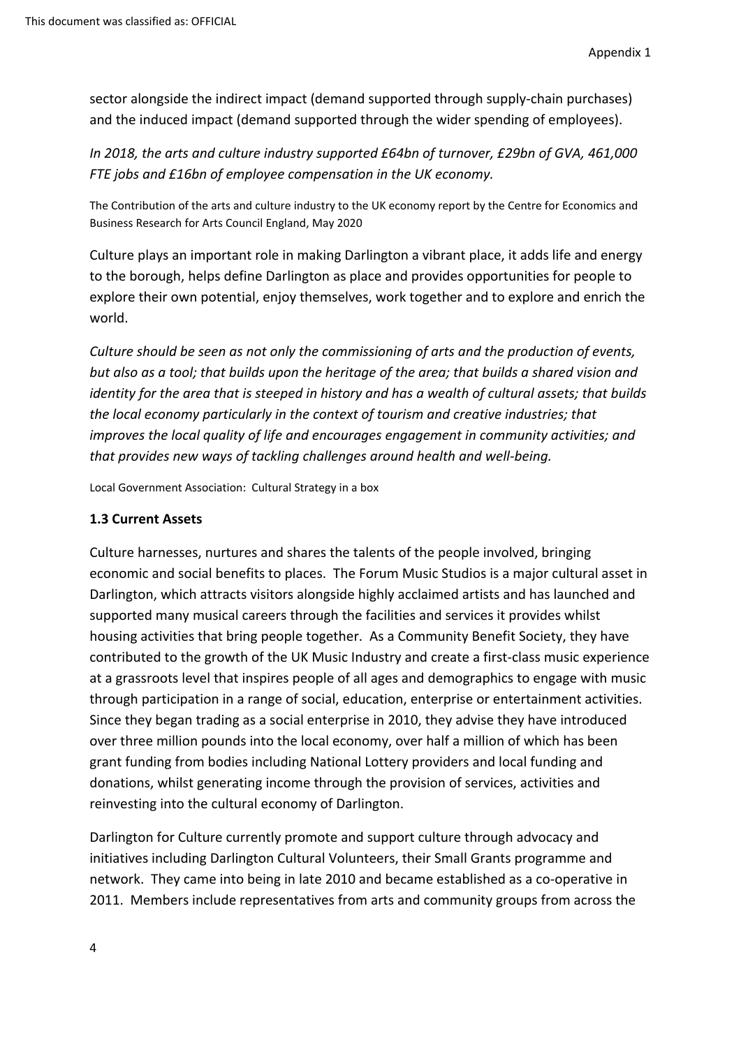sector alongside the indirect impact (demand supported through supply-chain purchases) and the induced impact (demand supported through the wider spending of employees).

*In 2018, the arts and culture industry supported £64bn of turnover, £29bn of GVA, 461,000 FTE jobs and £16bn of employee compensation in the UK economy.*

The Contribution of the arts and culture industry to the UK economy report by the Centre for Economics and Business Research for Arts Council England, May 2020

Culture plays an important role in making Darlington a vibrant place, it adds life and energy to the borough, helps define Darlington as place and provides opportunities for people to explore their own potential, enjoy themselves, work together and to explore and enrich the world.

*Culture should be seen as not only the commissioning of arts and the production of events, but also as a tool; that builds upon the heritage of the area; that builds a shared vision and identity for the area that is steeped in history and has a wealth of cultural assets; that builds the local economy particularly in the context of tourism and creative industries; that improves the local quality of life and encourages engagement in community activities; and that provides new ways of tackling challenges around health and well-being.*

Local Government Association: Cultural Strategy in a box

### 1.3 Current Assets

Culture harnesses, nurtures and shares the talents of the people involved, bringing economic and social benefits to places. The Forum Music Studios is a major cultural asset in Darlington, which attracts visitors alongside highly acclaimed artists and has launched and supported many musical careers through the facilities and services it provides whilst housing activities that bring people together. As a Community Benefit Society, they have contributed to the growth of the UK Music Industry and create a first-class music experience at a grassroots level that inspires people of all ages and demographics to engage with music through participation in a range of social, education, enterprise or entertainment activities. Since they began trading as a social enterprise in 2010, they advise they have introduced over three million pounds into the local economy, over half a million of which has been grant funding from bodies including National Lottery providers and local funding and donations, whilst generating income through the provision of services, activities and reinvesting into the cultural economy of Darlington.

Darlington for Culture currently promote and support culture through advocacy and initiatives including Darlington Cultural Volunteers, their Small Grants programme and network. They came into being in late 2010 and became established as a co-operative in 2011. Members include representatives from arts and community groups from across the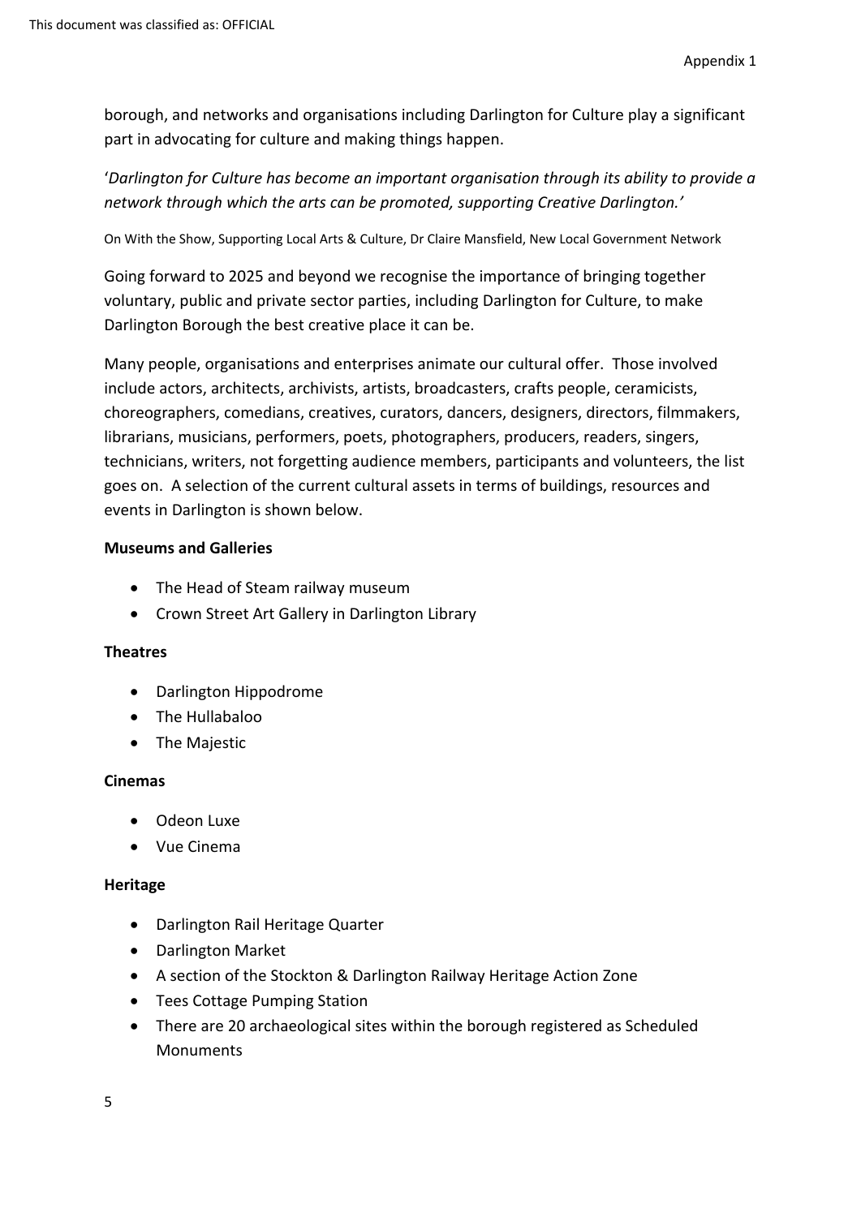borough, and networks and organisations including Darlington for Culture play a significant part in advocating for culture and making things happen.

'*Darlington for Culture has become an important organisation through its ability to provide a network through which the arts can be promoted, supporting Creative Darlington.'*

On With the Show, Supporting Local Arts & Culture, Dr Claire Mansfield, New Local Government Network

Going forward to 2025 and beyond we recognise the importance of bringing together voluntary, public and private sector parties, including Darlington for Culture, to make Darlington Borough the best creative place it can be.

Many people, organisations and enterprises animate our cultural offer. Those involved include actors, architects, archivists, artists, broadcasters, crafts people, ceramicists, choreographers, comedians, creatives, curators, dancers, designers, directors, filmmakers, librarians, musicians, performers, poets, photographers, producers, readers, singers, technicians, writers, not forgetting audience members, participants and volunteers, the list goes on. A selection of the current cultural assets in terms of buildings, resources and events in Darlington is shown below.

**Museums and Galleries**

- The Head of Steam railway museum
- Crown Street Art Gallery in Darlington Library

**Theatres**

- Darlington Hippodrome
- The Hullabaloo
- The Majestic

**Cinemas**

- Odeon Luxe
- Vue Cinema

**Heritage**

- Darlington Rail Heritage Quarter
- Darlington Market
- A section of the Stockton & Darlington Railway Heritage Action Zone
- Tees Cottage Pumping Station
- There are 20 archaeological sites within the borough registered as Scheduled Monuments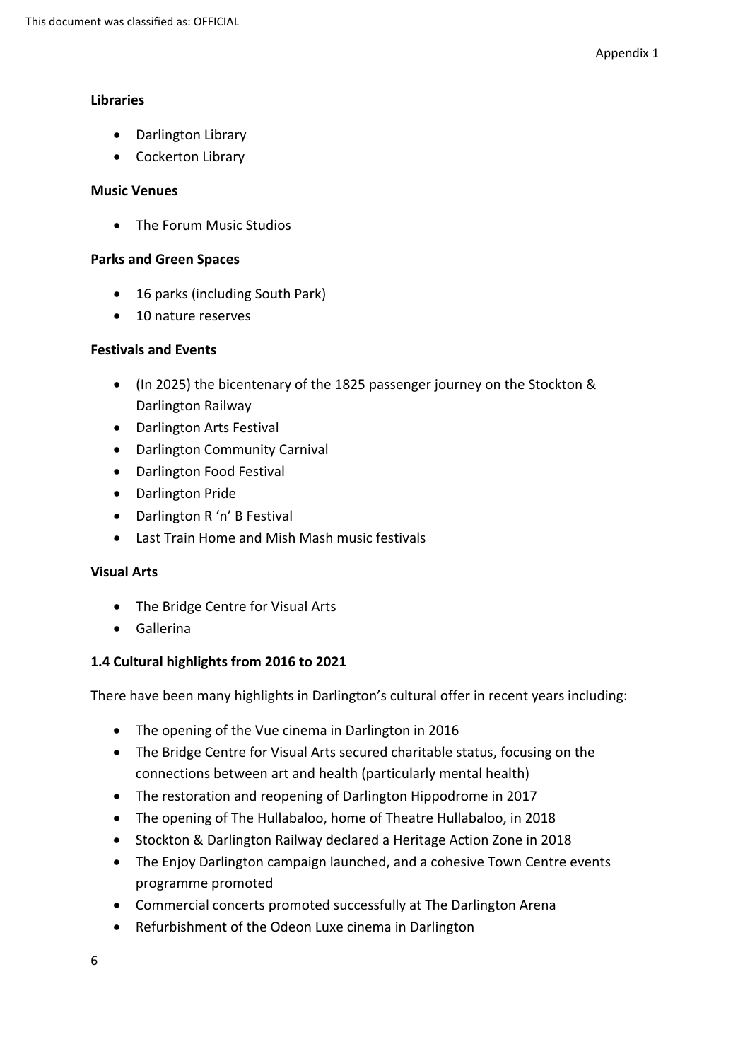**Libraries**

- Darlington Library
- Cockerton Library

**Music Venues**

- The Forum Music Studios

**Parks and Green Spaces**

- 16 parks (including South Park)
- 10 nature reserves

**Festivals and Events**

- (In 2025) the bicentenary of the 1825 passenger journey on the Stockton & Darlington Railway
- Darlington Arts Festival
- Darlington Community Carnival
- Darlington Food Festival
- Darlington Pride
- Darlington R 'n' B Festival
- Last Train Home and Mish Mash music festivals

**Visual Arts**

- The Bridge Centre for Visual Arts
- Gallerina

**1.4 Cultural highlights from 2016 to 2021**

There have been many highlights in Darlington's cultural offer in recent years including:

- The opening of the Vue cinema in Darlington in 2016
- The Bridge Centre for Visual Arts secured charitable status, focusing on the connections between art and health (particularly mental health)
- The restoration and reopening of Darlington Hippodrome in 2017
- The opening of The Hullabaloo, home of Theatre Hullabaloo, in 2018
- Stockton & Darlington Railway declared a Heritage Action Zone in 2018
- The Enjoy Darlington campaign launched, and a cohesive Town Centre events programme promoted
- Commercial concerts promoted successfully at The Darlington Arena
- Refurbishment of the Odeon Luxe cinema in Darlington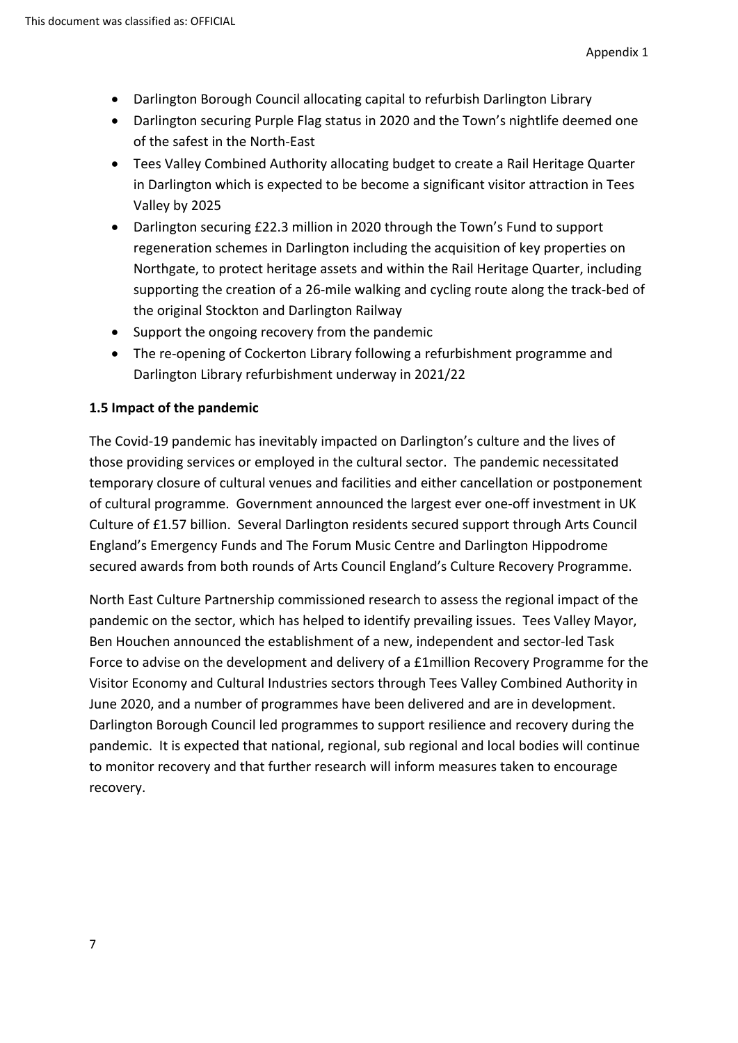- Darlington Borough Council allocating capital to refurbish Darlington Library
- Darlington securing Purple Flag status in 2020 and the Town's nightlife deemed one of the safest in the North-East
- Tees Valley Combined Authority allocating budget to create a Rail Heritage Quarter in Darlington which is expected to be become a significant visitor attraction in Tees Valley by 2025
- Darlington securing £22.3 million in 2020 through the Town's Fund to support regeneration schemes in Darlington including the acquisition of key properties on Northgate, to protect heritage assets and within the Rail Heritage Quarter, including supporting the creation of a 26-mile walking and cycling route along the track-bed of the original Stockton and Darlington Railway
- Support the ongoing recovery from the pandemic
- The re-opening of Cockerton Library following a refurbishment programme and Darlington Library refurbishment underway in 2021/22

**1.5 Impact of the pandemic**

The Covid-19 pandemic has inevitably impacted on Darlington's culture and the lives of those providing services or employed in the cultural sector. The pandemic necessitated temporary closure of cultural venues and facilities and either cancellation or postponement of cultural programme. Government announced the largest ever one-off investment in UK Culture of £1.57 billion. Several Darlington residents secured support through Arts Council England's Emergency Funds and The Forum Music Centre and Darlington Hippodrome secured awards from both rounds of Arts Council England's Culture Recovery Programme.

North East Culture Partnership commissioned research to assess the regional impact of the pandemic on the sector, which has helped to identify prevailing issues. Tees Valley Mayor, Ben Houchen announced the establishment of a new, independent and sector-led Task Force to advise on the development and delivery of a £1million Recovery Programme for the Visitor Economy and Cultural Industries sectors through Tees Valley Combined Authority in June 2020, and a number of programmes have been delivered and are in development. Darlington Borough Council led programmes to support resilience and recovery during the pandemic. It is expected that national, regional, sub regional and local bodies will continue to monitor recovery and that further research will inform measures taken to encourage recovery.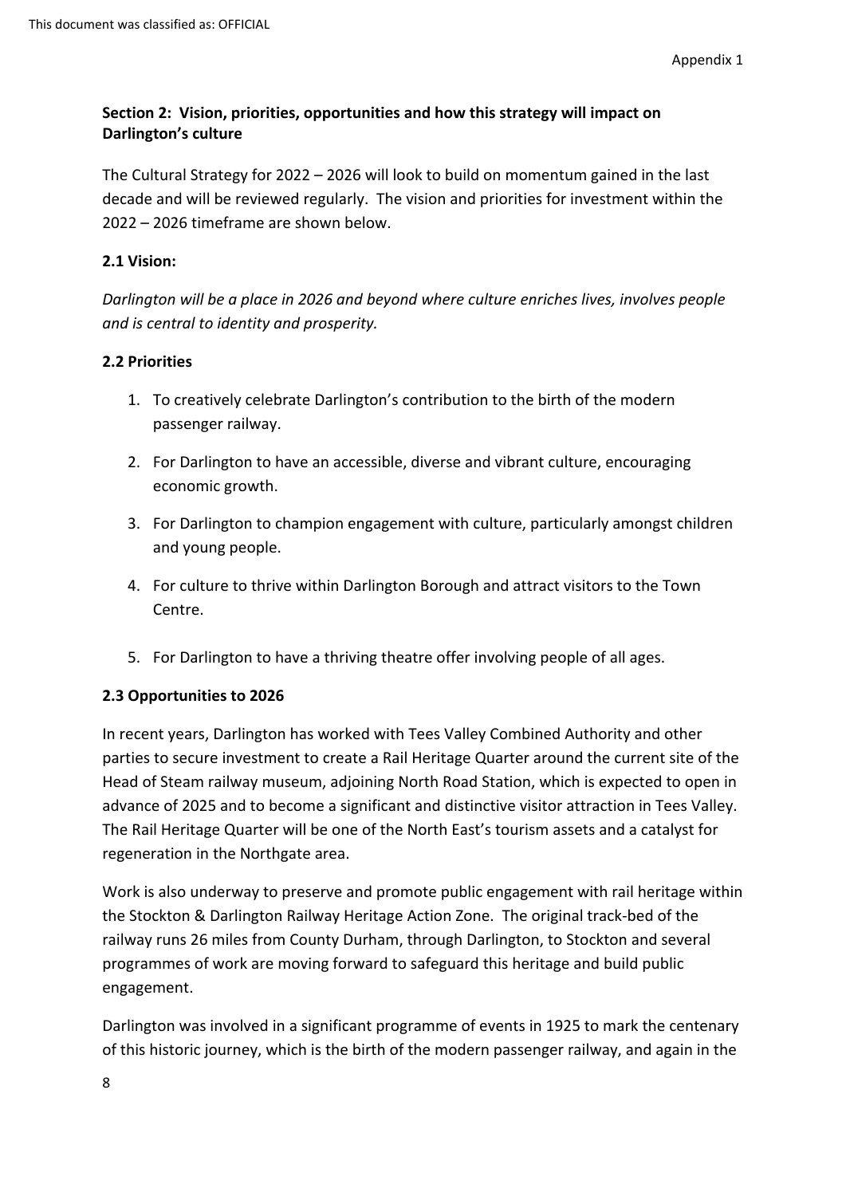## Section 2: Vision, priorities, opportunities and how this strategy will impact on Darlington's culture

The Cultural Strategy for 2022 – 2026 will look to build on momentum gained in the last decade and will be reviewed regularly. The vision and priorities for investment within the 2022 – 2026 timeframe are shown below.

### 2.1 Vision:

*Darlington will be a place in 2026 and beyond where culture enriches lives, involves people and is central to identity and prosperity.*

### 2.2 Priorities

1. To creatively celebrate Darlington's contribution to the birth of the modern passenger railway.
2. For Darlington to have an accessible, diverse and vibrant culture, encouraging economic growth.
3. For Darlington to champion engagement with culture, particularly amongst children and young people.
4. For culture to thrive within Darlington Borough and attract visitors to the Town Centre.
5. For Darlington to have a thriving theatre offer involving people of all ages.

### 2.3 Opportunities to 2026

In recent years, Darlington has worked with Tees Valley Combined Authority and other parties to secure investment to create a Rail Heritage Quarter around the current site of the Head of Steam railway museum, adjoining North Road Station, which is expected to open in advance of 2025 and to become a significant and distinctive visitor attraction in Tees Valley. The Rail Heritage Quarter will be one of the North East's tourism assets and a catalyst for regeneration in the Northgate area.

Work is also underway to preserve and promote public engagement with rail heritage within the Stockton & Darlington Railway Heritage Action Zone. The original track-bed of the railway runs 26 miles from County Durham, through Darlington, to Stockton and several programmes of work are moving forward to safeguard this heritage and build public engagement.

Darlington was involved in a significant programme of events in 1925 to mark the centenary of this historic journey, which is the birth of the modern passenger railway, and again in the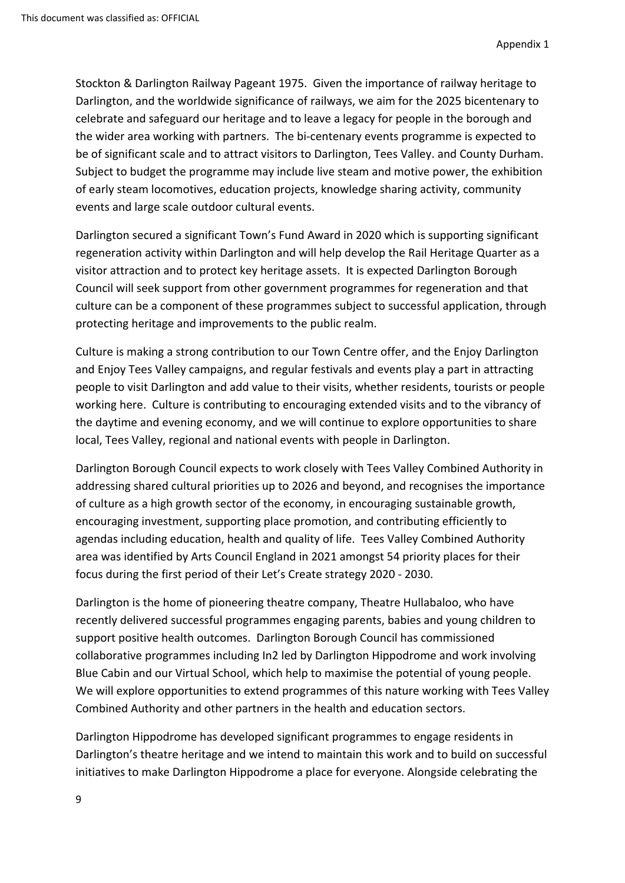Stockton & Darlington Railway Pageant 1975. Given the importance of railway heritage to Darlington, and the worldwide significance of railways, we aim for the 2025 bicentenary to celebrate and safeguard our heritage and to leave a legacy for people in the borough and the wider area working with partners. The bi-centenary events programme is expected to be of significant scale and to attract visitors to Darlington, Tees Valley. and County Durham. Subject to budget the programme may include live steam and motive power, the exhibition of early steam locomotives, education projects, knowledge sharing activity, community events and large scale outdoor cultural events.

Darlington secured a significant Town's Fund Award in 2020 which is supporting significant regeneration activity within Darlington and will help develop the Rail Heritage Quarter as a visitor attraction and to protect key heritage assets. It is expected Darlington Borough Council will seek support from other government programmes for regeneration and that culture can be a component of these programmes subject to successful application, through protecting heritage and improvements to the public realm.

Culture is making a strong contribution to our Town Centre offer, and the Enjoy Darlington and Enjoy Tees Valley campaigns, and regular festivals and events play a part in attracting people to visit Darlington and add value to their visits, whether residents, tourists or people working here. Culture is contributing to encouraging extended visits and to the vibrancy of the daytime and evening economy, and we will continue to explore opportunities to share local, Tees Valley, regional and national events with people in Darlington.

Darlington Borough Council expects to work closely with Tees Valley Combined Authority in addressing shared cultural priorities up to 2026 and beyond, and recognises the importance of culture as a high growth sector of the economy, in encouraging sustainable growth, encouraging investment, supporting place promotion, and contributing efficiently to agendas including education, health and quality of life. Tees Valley Combined Authority area was identified by Arts Council England in 2021 amongst 54 priority places for their focus during the first period of their Let's Create strategy 2020 - 2030.

Darlington is the home of pioneering theatre company, Theatre Hullabaloo, who have recently delivered successful programmes engaging parents, babies and young children to support positive health outcomes. Darlington Borough Council has commissioned collaborative programmes including In2 led by Darlington Hippodrome and work involving Blue Cabin and our Virtual School, which help to maximise the potential of young people. We will explore opportunities to extend programmes of this nature working with Tees Valley Combined Authority and other partners in the health and education sectors.

Darlington Hippodrome has developed significant programmes to engage residents in Darlington's theatre heritage and we intend to maintain this work and to build on successful initiatives to make Darlington Hippodrome a place for everyone. Alongside celebrating the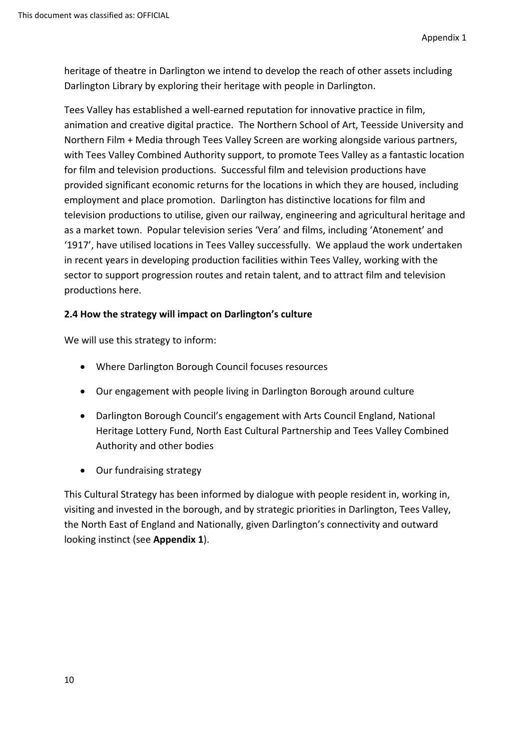heritage of theatre in Darlington we intend to develop the reach of other assets including Darlington Library by exploring their heritage with people in Darlington.

Tees Valley has established a well-earned reputation for innovative practice in film, animation and creative digital practice. The Northern School of Art, Teesside University and Northern Film + Media through Tees Valley Screen are working alongside various partners, with Tees Valley Combined Authority support, to promote Tees Valley as a fantastic location for film and television productions. Successful film and television productions have provided significant economic returns for the locations in which they are housed, including employment and place promotion. Darlington has distinctive locations for film and television productions to utilise, given our railway, engineering and agricultural heritage and as a market town. Popular television series 'Vera' and films, including 'Atonement' and '1917', have utilised locations in Tees Valley successfully. We applaud the work undertaken in recent years in developing production facilities within Tees Valley, working with the sector to support progression routes and retain talent, and to attract film and television productions here.

**2.4 How the strategy will impact on Darlington's culture**

We will use this strategy to inform:

- Where Darlington Borough Council focuses resources
- Our engagement with people living in Darlington Borough around culture
- Darlington Borough Council's engagement with Arts Council England, National Heritage Lottery Fund, North East Cultural Partnership and Tees Valley Combined Authority and other bodies
- Our fundraising strategy

This Cultural Strategy has been informed by dialogue with people resident in, working in, visiting and invested in the borough, and by strategic priorities in Darlington, Tees Valley, the North East of England and Nationally, given Darlington's connectivity and outward looking instinct (see **Appendix 1**).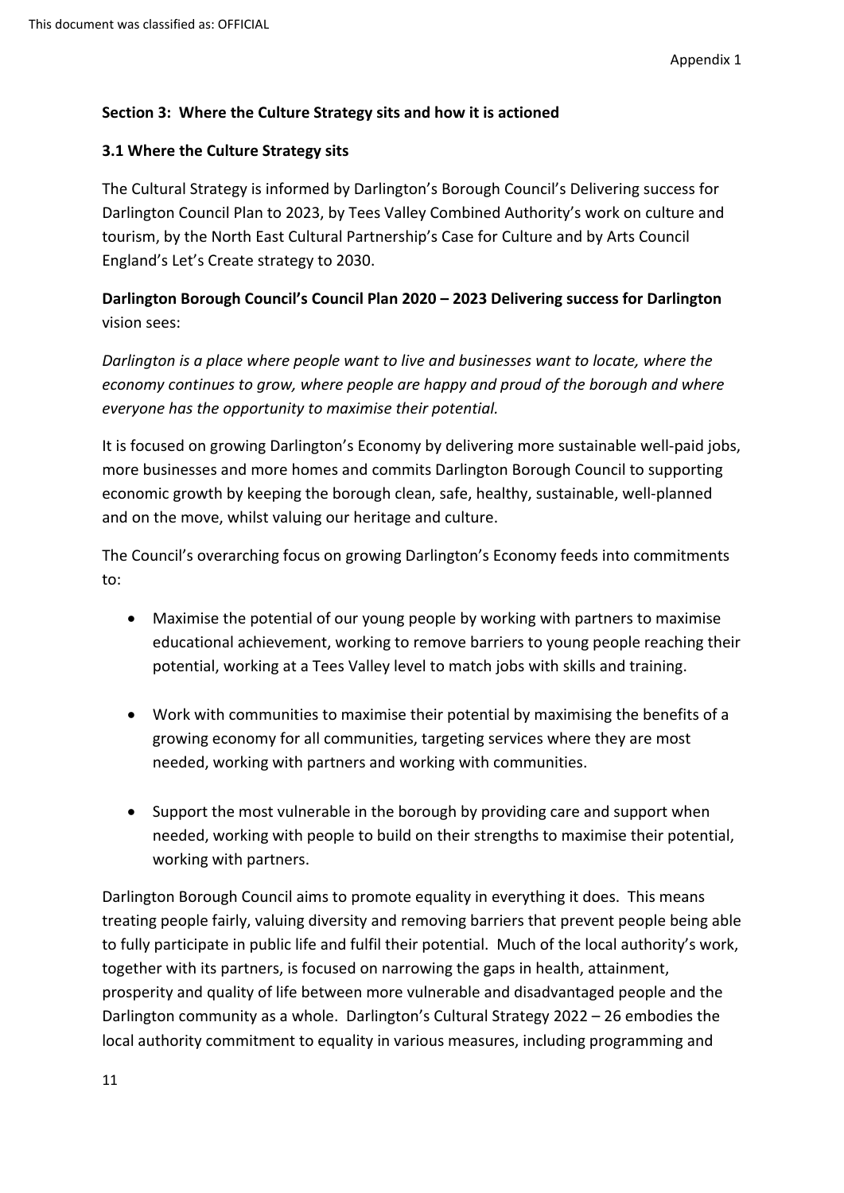## Section 3: Where the Culture Strategy sits and how it is actioned

### 3.1 Where the Culture Strategy sits

The Cultural Strategy is informed by Darlington's Borough Council's Delivering success for Darlington Council Plan to 2023, by Tees Valley Combined Authority's work on culture and tourism, by the North East Cultural Partnership's Case for Culture and by Arts Council England's Let's Create strategy to 2030.

**Darlington Borough Council's Council Plan 2020 – 2023 Delivering success for Darlington** vision sees:

*Darlington is a place where people want to live and businesses want to locate, where the economy continues to grow, where people are happy and proud of the borough and where everyone has the opportunity to maximise their potential.*

It is focused on growing Darlington's Economy by delivering more sustainable well-paid jobs, more businesses and more homes and commits Darlington Borough Council to supporting economic growth by keeping the borough clean, safe, healthy, sustainable, well-planned and on the move, whilst valuing our heritage and culture.

The Council's overarching focus on growing Darlington's Economy feeds into commitments to:

- Maximise the potential of our young people by working with partners to maximise educational achievement, working to remove barriers to young people reaching their potential, working at a Tees Valley level to match jobs with skills and training.
- Work with communities to maximise their potential by maximising the benefits of a growing economy for all communities, targeting services where they are most needed, working with partners and working with communities.
- Support the most vulnerable in the borough by providing care and support when needed, working with people to build on their strengths to maximise their potential, working with partners.

Darlington Borough Council aims to promote equality in everything it does. This means treating people fairly, valuing diversity and removing barriers that prevent people being able to fully participate in public life and fulfil their potential. Much of the local authority's work, together with its partners, is focused on narrowing the gaps in health, attainment, prosperity and quality of life between more vulnerable and disadvantaged people and the Darlington community as a whole. Darlington's Cultural Strategy 2022 – 26 embodies the local authority commitment to equality in various measures, including programming and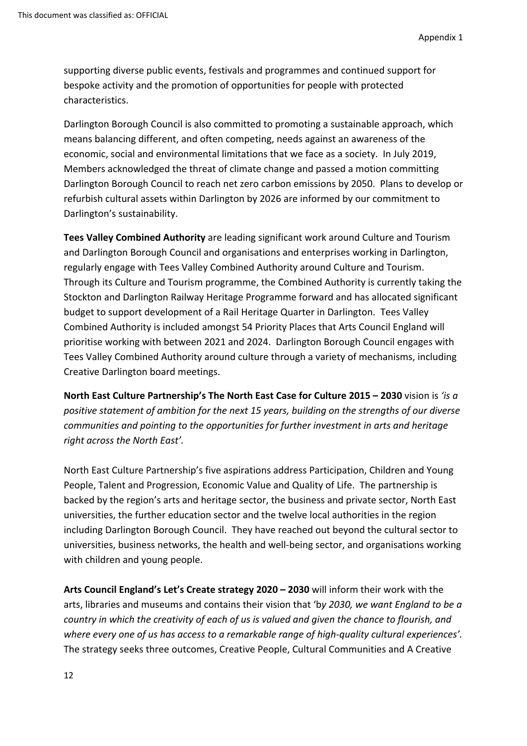supporting diverse public events, festivals and programmes and continued support for bespoke activity and the promotion of opportunities for people with protected characteristics.

Darlington Borough Council is also committed to promoting a sustainable approach, which means balancing different, and often competing, needs against an awareness of the economic, social and environmental limitations that we face as a society. In July 2019, Members acknowledged the threat of climate change and passed a motion committing Darlington Borough Council to reach net zero carbon emissions by 2050. Plans to develop or refurbish cultural assets within Darlington by 2026 are informed by our commitment to Darlington's sustainability.

**Tees Valley Combined Authority** are leading significant work around Culture and Tourism and Darlington Borough Council and organisations and enterprises working in Darlington, regularly engage with Tees Valley Combined Authority around Culture and Tourism. Through its Culture and Tourism programme, the Combined Authority is currently taking the Stockton and Darlington Railway Heritage Programme forward and has allocated significant budget to support development of a Rail Heritage Quarter in Darlington. Tees Valley Combined Authority is included amongst 54 Priority Places that Arts Council England will prioritise working with between 2021 and 2024. Darlington Borough Council engages with Tees Valley Combined Authority around culture through a variety of mechanisms, including Creative Darlington board meetings.

**North East Culture Partnership's The North East Case for Culture 2015 – 2030** vision is *'is a positive statement of ambition for the next 15 years, building on the strengths of our diverse communities and pointing to the opportunities for further investment in arts and heritage right across the North East'.*

North East Culture Partnership's five aspirations address Participation, Children and Young People, Talent and Progression, Economic Value and Quality of Life. The partnership is backed by the region's arts and heritage sector, the business and private sector, North East universities, the further education sector and the twelve local authorities in the region including Darlington Borough Council. They have reached out beyond the cultural sector to universities, business networks, the health and well-being sector, and organisations working with children and young people.

**Arts Council England's Let's Create strategy 2020 – 2030** will inform their work with the arts, libraries and museums and contains their vision that 'b*y 2030, we want England to be a country in which the creativity of each of us is valued and given the chance to flourish, and where every one of us has access to a remarkable range of high-quality cultural experiences'.* The strategy seeks three outcomes, Creative People, Cultural Communities and A Creative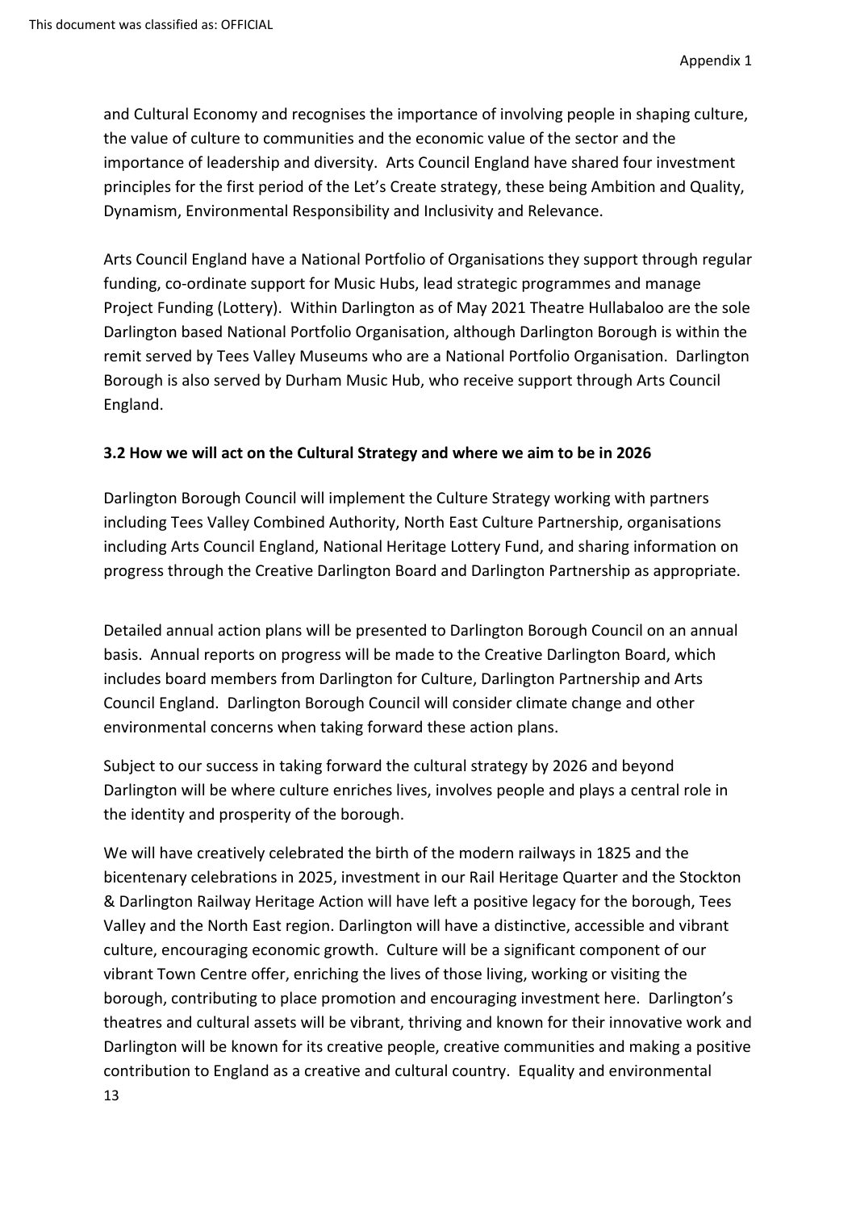and Cultural Economy and recognises the importance of involving people in shaping culture, the value of culture to communities and the economic value of the sector and the importance of leadership and diversity. Arts Council England have shared four investment principles for the first period of the Let's Create strategy, these being Ambition and Quality, Dynamism, Environmental Responsibility and Inclusivity and Relevance.

Arts Council England have a National Portfolio of Organisations they support through regular funding, co-ordinate support for Music Hubs, lead strategic programmes and manage Project Funding (Lottery). Within Darlington as of May 2021 Theatre Hullabaloo are the sole Darlington based National Portfolio Organisation, although Darlington Borough is within the remit served by Tees Valley Museums who are a National Portfolio Organisation. Darlington Borough is also served by Durham Music Hub, who receive support through Arts Council England.

### 3.2 How we will act on the Cultural Strategy and where we aim to be in 2026

Darlington Borough Council will implement the Culture Strategy working with partners including Tees Valley Combined Authority, North East Culture Partnership, organisations including Arts Council England, National Heritage Lottery Fund, and sharing information on progress through the Creative Darlington Board and Darlington Partnership as appropriate.

Detailed annual action plans will be presented to Darlington Borough Council on an annual basis. Annual reports on progress will be made to the Creative Darlington Board, which includes board members from Darlington for Culture, Darlington Partnership and Arts Council England. Darlington Borough Council will consider climate change and other environmental concerns when taking forward these action plans.

Subject to our success in taking forward the cultural strategy by 2026 and beyond Darlington will be where culture enriches lives, involves people and plays a central role in the identity and prosperity of the borough.

We will have creatively celebrated the birth of the modern railways in 1825 and the bicentenary celebrations in 2025, investment in our Rail Heritage Quarter and the Stockton & Darlington Railway Heritage Action will have left a positive legacy for the borough, Tees Valley and the North East region. Darlington will have a distinctive, accessible and vibrant culture, encouraging economic growth. Culture will be a significant component of our vibrant Town Centre offer, enriching the lives of those living, working or visiting the borough, contributing to place promotion and encouraging investment here. Darlington's theatres and cultural assets will be vibrant, thriving and known for their innovative work and Darlington will be known for its creative people, creative communities and making a positive contribution to England as a creative and cultural country. Equality and environmental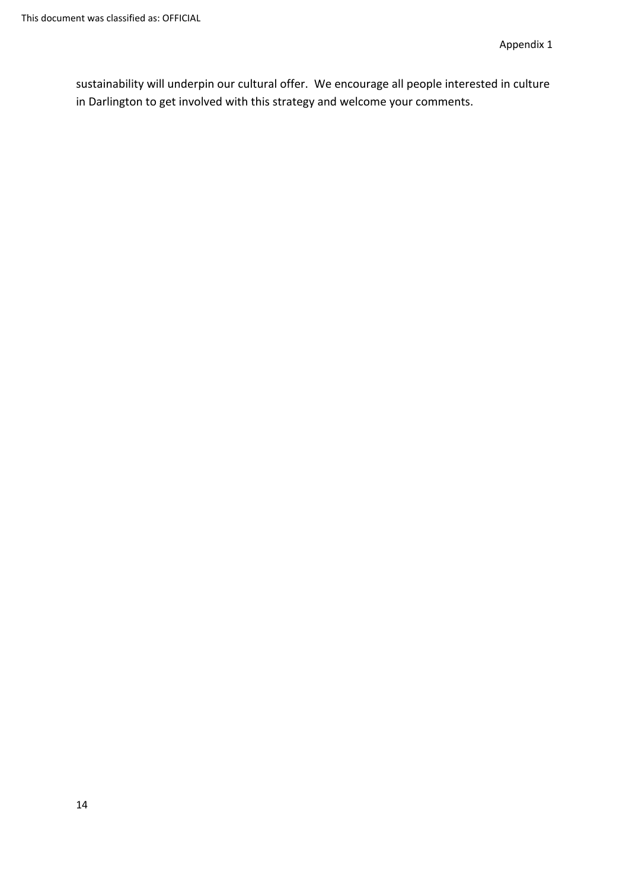sustainability will underpin our cultural offer.  We encourage all people interested in culture in Darlington to get involved with this strategy and welcome your comments.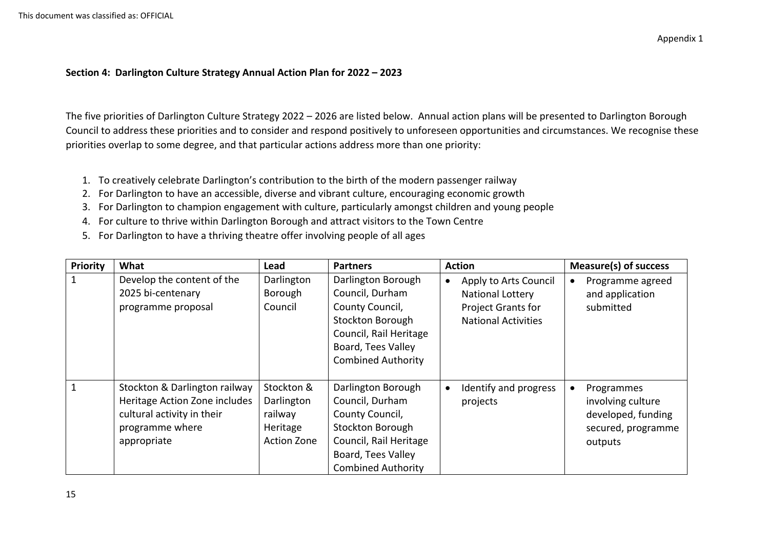This document was classified as: OFFICIAL

Appendix 1

**Section 4: Darlington Culture Strategy Annual Action Plan for 2022 – 2023**

The five priorities of Darlington Culture Strategy 2022 – 2026 are listed below. Annual action plans will be presented to Darlington Borough Council to address these priorities and to consider and respond positively to unforeseen opportunities and circumstances. We recognise these priorities overlap to some degree, and that particular actions address more than one priority:

1. To creatively celebrate Darlington's contribution to the birth of the modern passenger railway
2. For Darlington to have an accessible, diverse and vibrant culture, encouraging economic growth
3. For Darlington to champion engagement with culture, particularly amongst children and young people
4. For culture to thrive within Darlington Borough and attract visitors to the Town Centre
5. For Darlington to have a thriving theatre offer involving people of all ages

| Priority | What | Lead | Partners | Action | Measure(s) of success |
|---|---|---|---|---|---|
| 1 | Develop the content of the 2025 bi-centenary programme proposal | Darlington Borough Council | Darlington Borough Council, Durham County Council, Stockton Borough Council, Rail Heritage Board, Tees Valley Combined Authority | • Apply to Arts Council National Lottery Project Grants for National Activities | • Programme agreed and application submitted |
| 1 | Stockton & Darlington railway Heritage Action Zone includes cultural activity in their programme where appropriate | Stockton & Darlington railway Heritage Action Zone | Darlington Borough Council, Durham County Council, Stockton Borough Council, Rail Heritage Board, Tees Valley Combined Authority | • Identify and progress projects | • Programmes involving culture developed, funding secured, programme outputs |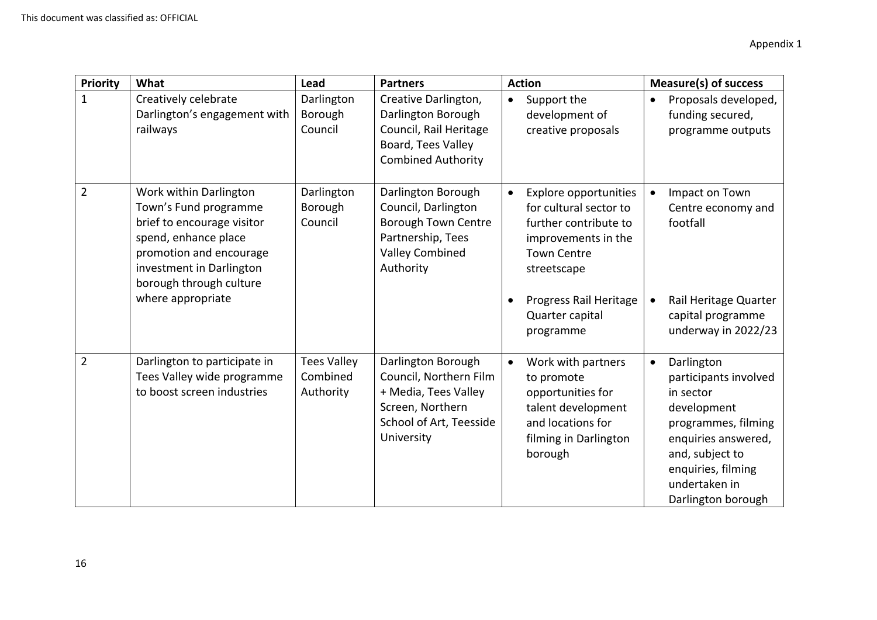Appendix 1

| Priority | What | Lead | Partners | Action | Measure(s) of success |
|---|---|---|---|---|---|
| 1 | Creatively celebrate Darlington's engagement with railways | Darlington Borough Council | Creative Darlington, Darlington Borough Council, Rail Heritage Board, Tees Valley Combined Authority | • Support the development of creative proposals | • Proposals developed, funding secured, programme outputs |
| 2 | Work within Darlington Town's Fund programme brief to encourage visitor spend, enhance place promotion and encourage investment in Darlington borough through culture where appropriate | Darlington Borough Council | Darlington Borough Council, Darlington Borough Town Centre Partnership, Tees Valley Combined Authority | • Explore opportunities for cultural sector to further contribute to improvements in the Town Centre streetscape<br><br>• Progress Rail Heritage Quarter capital programme | • Impact on Town Centre economy and footfall<br><br>• Rail Heritage Quarter capital programme underway in 2022/23 |
| 2 | Darlington to participate in Tees Valley wide programme to boost screen industries | Tees Valley Combined Authority | Darlington Borough Council, Northern Film + Media, Tees Valley Screen, Northern School of Art, Teesside University | • Work with partners to promote opportunities for talent development and locations for filming in Darlington borough | • Darlington participants involved in sector development programmes, filming enquiries answered, and, subject to enquiries, filming undertaken in Darlington borough |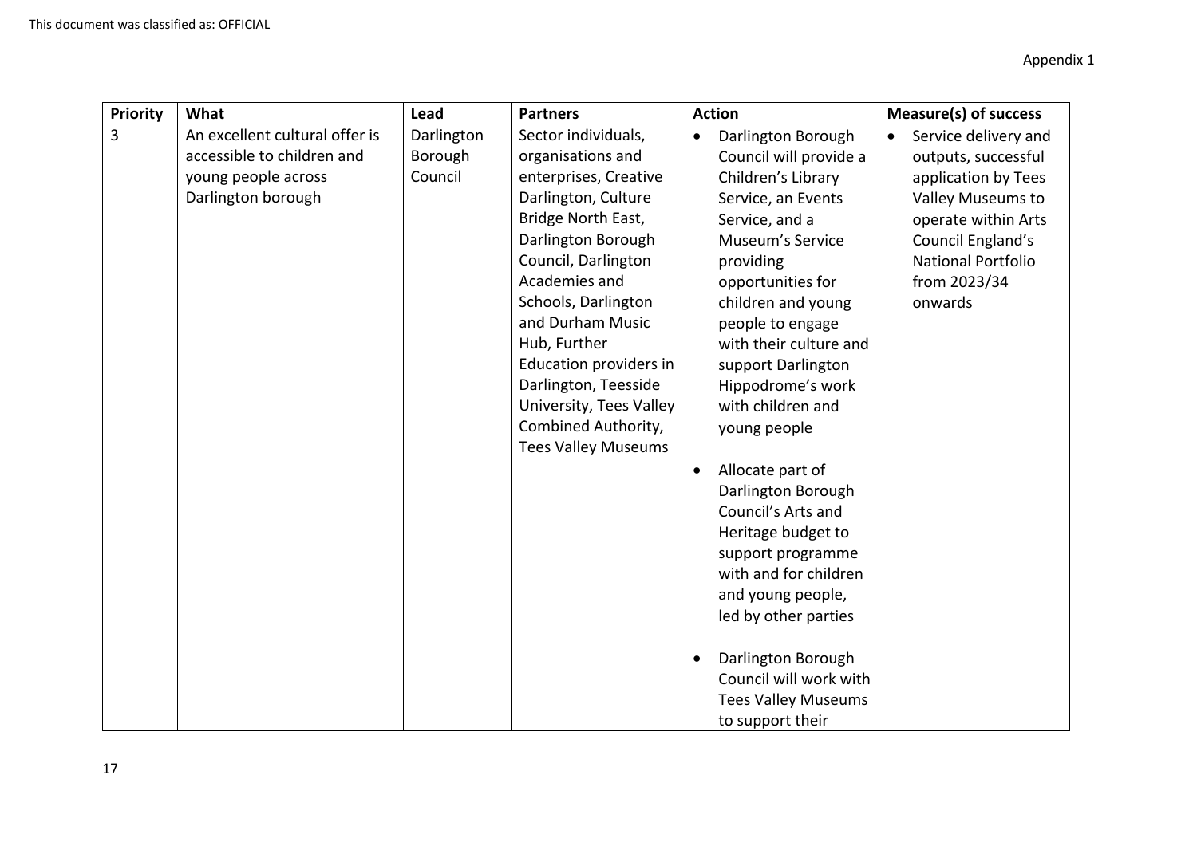| Priority | What | Lead | Partners | Action | Measure(s) of success |
|---|---|---|---|---|---|
| 3 | An excellent cultural offer is accessible to children and young people across Darlington borough | Darlington Borough Council | Sector individuals, organisations and enterprises, Creative Darlington, Culture Bridge North East, Darlington Borough Council, Darlington Academies and Schools, Darlington and Durham Music Hub, Further Education providers in Darlington, Teesside University, Tees Valley Combined Authority, Tees Valley Museums | • Darlington Borough Council will provide a Children's Library Service, an Events Service, and a Museum's Service providing opportunities for children and young people to engage with their culture and support Darlington Hippodrome's work with children and young people<br>• Allocate part of Darlington Borough Council's Arts and Heritage budget to support programme with and for children and young people, led by other parties<br>• Darlington Borough Council will work with Tees Valley Museums to support their | • Service delivery and outputs, successful application by Tees Valley Museums to operate within Arts Council England's National Portfolio from 2023/34 onwards |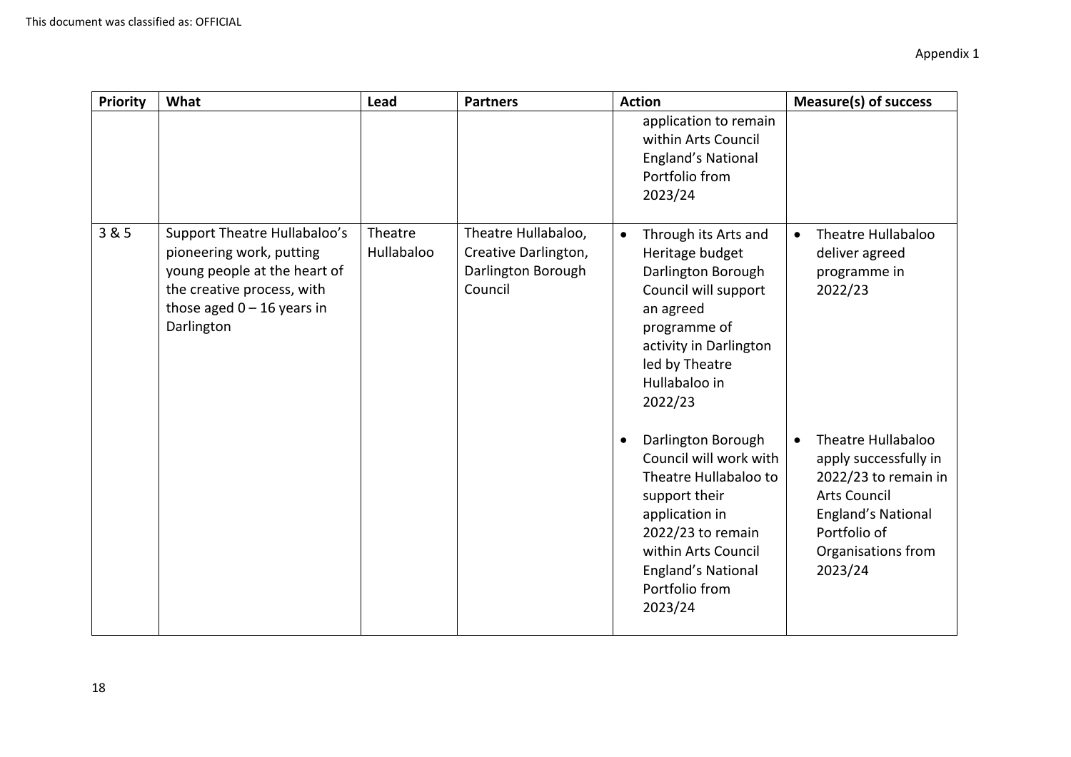This document was classified as: OFFICIAL

Appendix 1

| Priority | What | Lead | Partners | Action | Measure(s) of success |
|---|---|---|---|---|---|
| | | | | application to remain within Arts Council England's National Portfolio from 2023/24 | |
| 3 & 5 | Support Theatre Hullabaloo's pioneering work, putting young people at the heart of the creative process, with those aged 0 – 16 years in Darlington | Theatre Hullabaloo | Theatre Hullabaloo, Creative Darlington, Darlington Borough Council | • Through its Arts and Heritage budget Darlington Borough Council will support an agreed programme of activity in Darlington led by Theatre Hullabaloo in 2022/23<br><br>• Darlington Borough Council will work with Theatre Hullabaloo to support their application in 2022/23 to remain within Arts Council England's National Portfolio from 2023/24 | • Theatre Hullabaloo deliver agreed programme in 2022/23<br><br>• Theatre Hullabaloo apply successfully in 2022/23 to remain in Arts Council England's National Portfolio of Organisations from 2023/24 |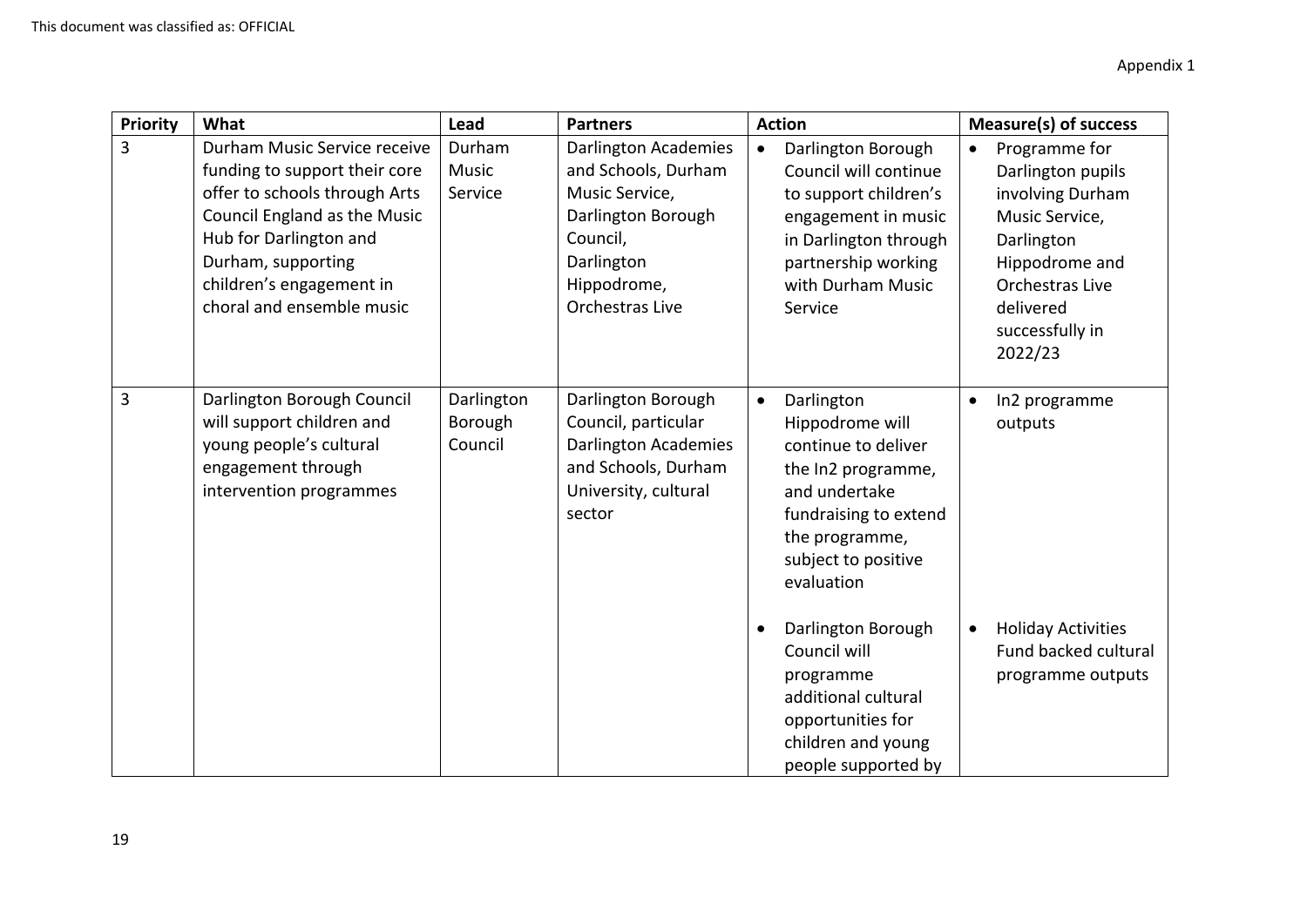Appendix 1

| Priority | What | Lead | Partners | Action | Measure(s) of success |
|---|---|---|---|---|---|
| 3 | Durham Music Service receive funding to support their core offer to schools through Arts Council England as the Music Hub for Darlington and Durham, supporting children's engagement in choral and ensemble music | Durham Music Service | Darlington Academies and Schools, Durham Music Service, Darlington Borough Council, Darlington Hippodrome, Orchestras Live | • Darlington Borough Council will continue to support children's engagement in music in Darlington through partnership working with Durham Music Service | • Programme for Darlington pupils involving Durham Music Service, Darlington Hippodrome and Orchestras Live delivered successfully in 2022/23 |
| 3 | Darlington Borough Council will support children and young people's cultural engagement through intervention programmes | Darlington Borough Council | Darlington Borough Council, particular Darlington Academies and Schools, Durham University, cultural sector | • Darlington Hippodrome will continue to deliver the In2 programme, and undertake fundraising to extend the programme, subject to positive evaluation<br><br>• Darlington Borough Council will programme additional cultural opportunities for children and young people supported by | • In2 programme outputs<br><br>• Holiday Activities Fund backed cultural programme outputs |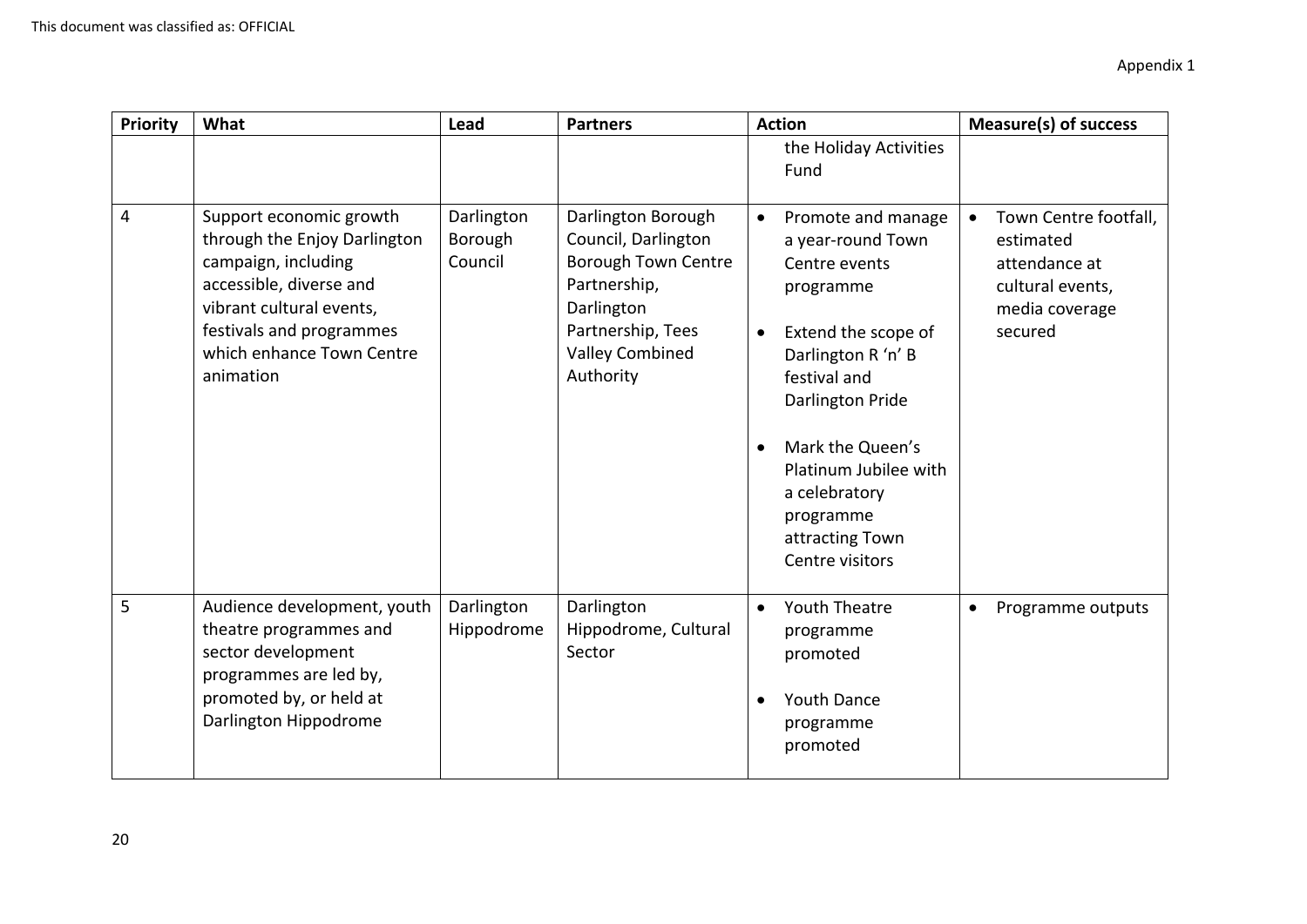| Priority | What | Lead | Partners | Action | Measure(s) of success |
|---|---|---|---|---|---|
| | | | | the Holiday Activities Fund | |
| 4 | Support economic growth through the Enjoy Darlington campaign, including accessible, diverse and vibrant cultural events, festivals and programmes which enhance Town Centre animation | Darlington Borough Council | Darlington Borough Council, Darlington Borough Town Centre Partnership, Darlington Partnership, Tees Valley Combined Authority | • Promote and manage a year-round Town Centre events programme<br>• Extend the scope of Darlington R 'n' B festival and Darlington Pride<br>• Mark the Queen's Platinum Jubilee with a celebratory programme attracting Town Centre visitors | • Town Centre footfall, estimated attendance at cultural events, media coverage secured |
| 5 | Audience development, youth theatre programmes and sector development programmes are led by, promoted by, or held at Darlington Hippodrome | Darlington Hippodrome | Darlington Hippodrome, Cultural Sector | • Youth Theatre programme promoted<br>• Youth Dance programme promoted | • Programme outputs |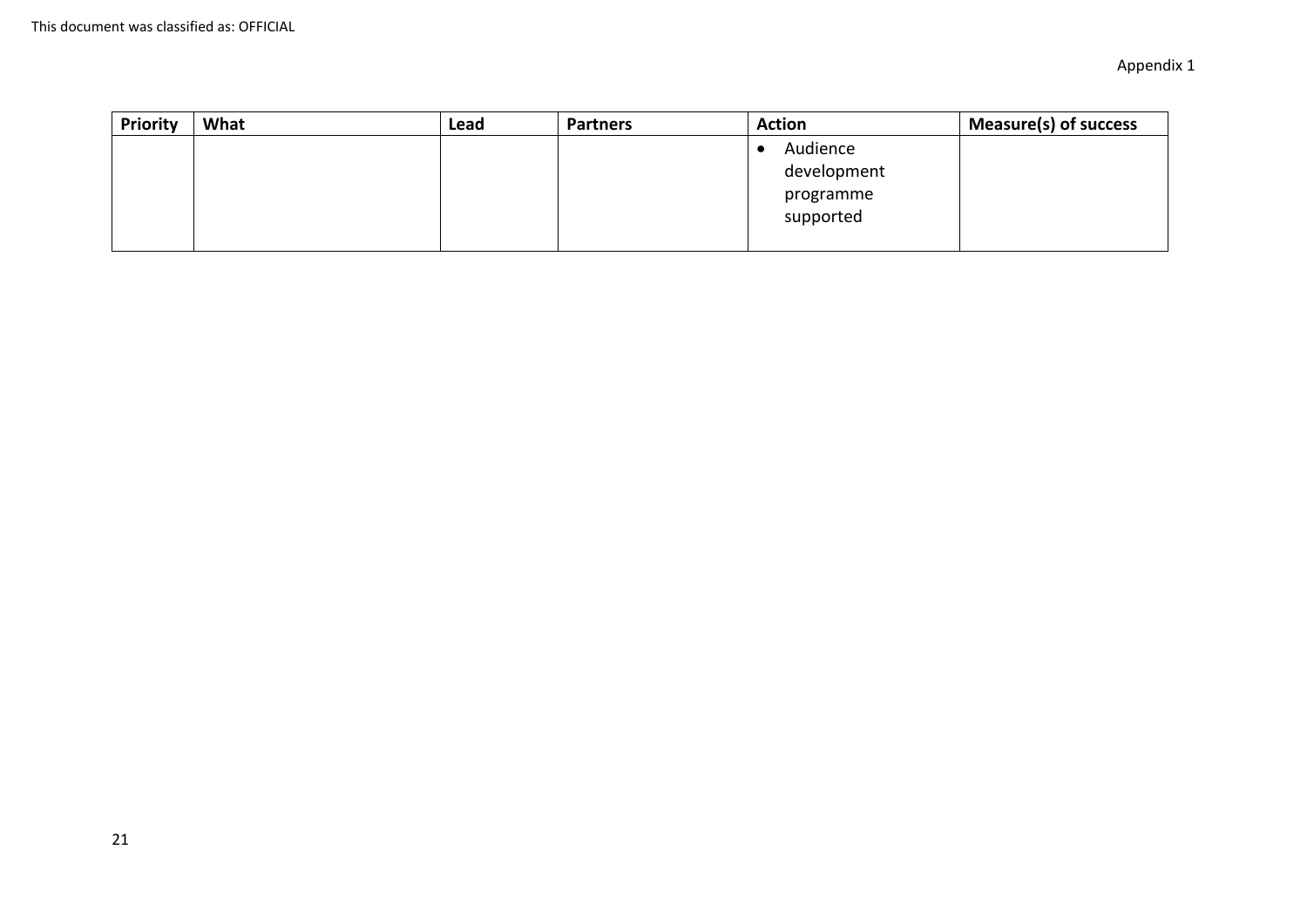Appendix 1

| Priority | What | Lead | Partners | Action | Measure(s) of success |
|---|---|---|---|---|---|
| | | | | • Audience development programme supported | |